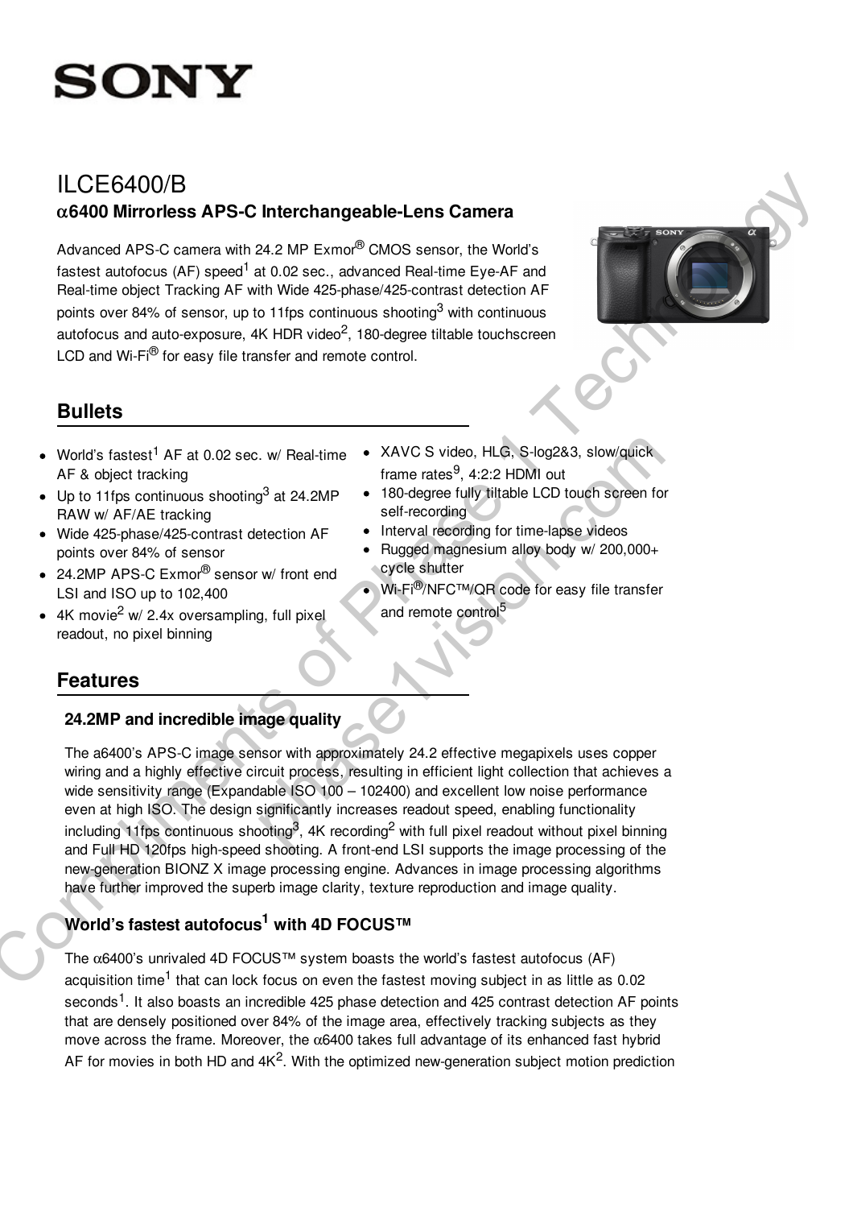# SONY

## ILCE6400/B

### α6400 Mirrorless APS-C Interchangeable-Lens Camera

Advanced APS-C camera with 24.2 MP Exmor® CMOS sensor, the World's fastest autofocus (AF) speed[1] at 0.02 sec., advanced Real-time Eye-AF and Real-time object Tracking AF with Wide 425-phase/425-contrast detection AF points over 84% of sensor, up to 11fps continuous shooting[3] with continuous autofocus and auto-exposure, 4K HDR video[2], 180-degree tiltable touchscreen LCD and Wi-Fi® for easy file transfer and remote control.

## Bullets

- World's fastest[1] AF at 0.02 sec. w/ Real-time AF & object tracking
- Up to 11fps continuous shooting[3] at 24.2MP RAW w/ AF/AE tracking
- Wide 425-phase/425-contrast detection AF points over 84% of sensor
- 24.2MP APS-C Exmor® sensor w/ front end LSI and ISO up to 102,400
- 4K movie[2] w/ 2.4x oversampling, full pixel readout, no pixel binning
- XAVC S video, HLG, S-log2&3, slow/quick frame rates[9], 4:2:2 HDMI out
- 180-degree fully tiltable LCD touch screen for self-recording
- Interval recording for time-lapse videos
- Rugged magnesium alloy body w/ 200,000+ cycle shutter
- Wi-Fi®/NFC™/QR code for easy file transfer and remote control[5]

## Features

### 24.2MP and incredible image quality

The a6400's APS-C image sensor with approximately 24.2 effective megapixels uses copper wiring and a highly effective circuit process, resulting in efficient light collection that achieves a wide sensitivity range (Expandable ISO 100 – 102400) and excellent low noise performance even at high ISO. The design significantly increases readout speed, enabling functionality including 11fps continuous shooting[3], 4K recording[2] with full pixel readout without pixel binning and Full HD 120fps high-speed shooting. A front-end LSI supports the image processing of the new-generation BIONZ X image processing engine. Advances in image processing algorithms have further improved the superb image clarity, texture reproduction and image quality.

### World's fastest autofocus[1] with 4D FOCUS™

The α6400's unrivaled 4D FOCUS™ system boasts the world's fastest autofocus (AF) acquisition time[1] that can lock focus on even the fastest moving subject in as little as 0.02 seconds[1]. It also boasts an incredible 425 phase detection and 425 contrast detection AF points that are densely positioned over 84% of the image area, effectively tracking subjects as they move across the frame. Moreover, the α6400 takes full advantage of its enhanced fast hybrid AF for movies in both HD and 4K[2]. With the optimized new-generation subject motion prediction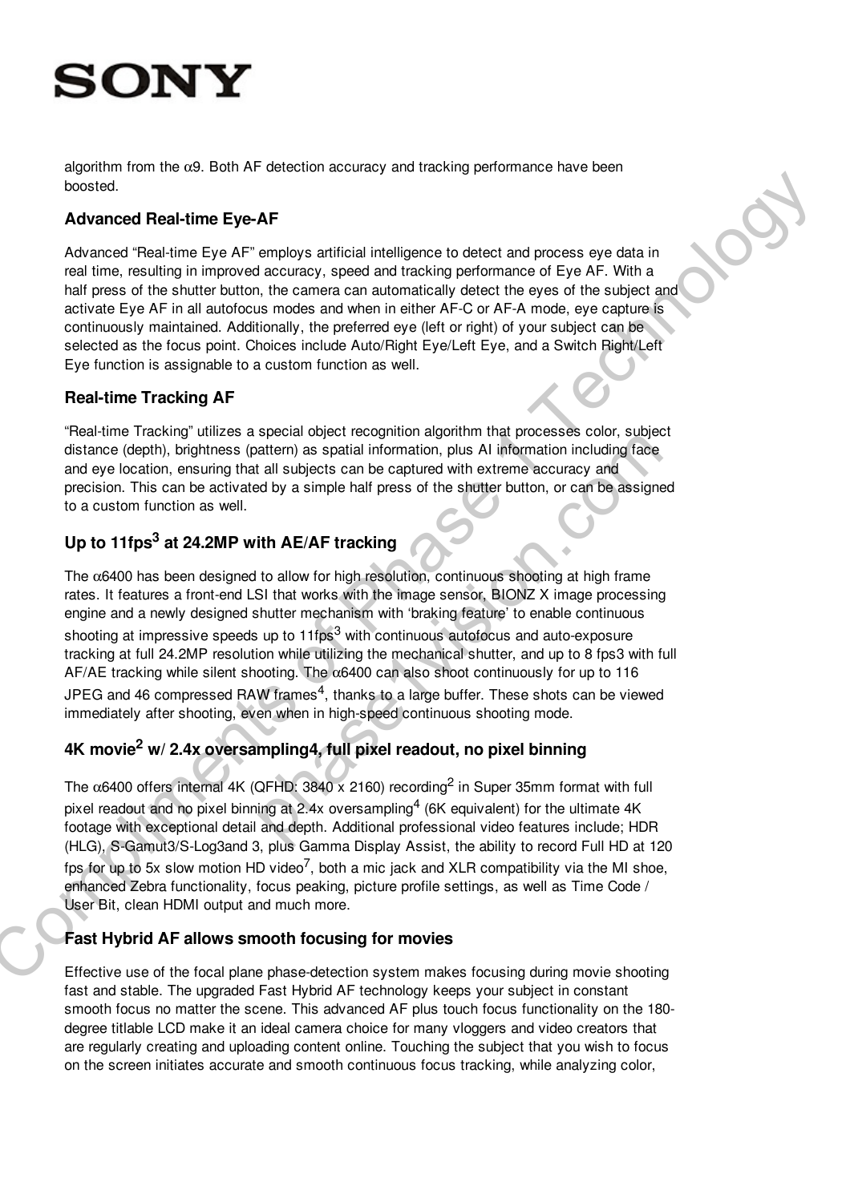algorithm from the α9. Both AF detection accuracy and tracking performance have been boosted.

### Advanced Real-time Eye-AF

Advanced “Real-time Eye AF” employs artificial intelligence to detect and process eye data in real time, resulting in improved accuracy, speed and tracking performance of Eye AF. With a half press of the shutter button, the camera can automatically detect the eyes of the subject and activate Eye AF in all autofocus modes and when in either AF-C or AF-A mode, eye capture is continuously maintained. Additionally, the preferred eye (left or right) of your subject can be selected as the focus point. Choices include Auto/Right Eye/Left Eye, and a Switch Right/Left Eye function is assignable to a custom function as well.

### Real-time Tracking AF

“Real-time Tracking” utilizes a special object recognition algorithm that processes color, subject distance (depth), brightness (pattern) as spatial information, plus AI information including face and eye location, ensuring that all subjects can be captured with extreme accuracy and precision. This can be activated by a simple half press of the shutter button, or can be assigned to a custom function as well.

### Up to 11fps[3] at 24.2MP with AE/AF tracking

The α6400 has been designed to allow for high resolution, continuous shooting at high frame rates. It features a front-end LSI that works with the image sensor, BIONZ X image processing engine and a newly designed shutter mechanism with ‘braking feature’ to enable continuous shooting at impressive speeds up to 11fps[3] with continuous autofocus and auto-exposure tracking at full 24.2MP resolution while utilizing the mechanical shutter, and up to 8 fps3 with full AF/AE tracking while silent shooting. The α6400 can also shoot continuously for up to 116 JPEG and 46 compressed RAW frames[4], thanks to a large buffer. These shots can be viewed immediately after shooting, even when in high-speed continuous shooting mode.

### 4K movie[2] w/ 2.4x oversampling4, full pixel readout, no pixel binning

The α6400 offers internal 4K (QFHD: 3840 x 2160) recording[2] in Super 35mm format with full pixel readout and no pixel binning at 2.4x oversampling[4] (6K equivalent) for the ultimate 4K footage with exceptional detail and depth. Additional professional video features include; HDR (HLG), S-Gamut3/S-Log3and 3, plus Gamma Display Assist, the ability to record Full HD at 120 fps for up to 5x slow motion HD video[7], both a mic jack and XLR compatibility via the MI shoe, enhanced Zebra functionality, focus peaking, picture profile settings, as well as Time Code / User Bit, clean HDMI output and much more.

### Fast Hybrid AF allows smooth focusing for movies

Effective use of the focal plane phase-detection system makes focusing during movie shooting fast and stable. The upgraded Fast Hybrid AF technology keeps your subject in constant smooth focus no matter the scene. This advanced AF plus touch focus functionality on the 180-degree titlable LCD make it an ideal camera choice for many vloggers and video creators that are regularly creating and uploading content online. Touching the subject that you wish to focus on the screen initiates accurate and smooth continuous focus tracking, while analyzing color,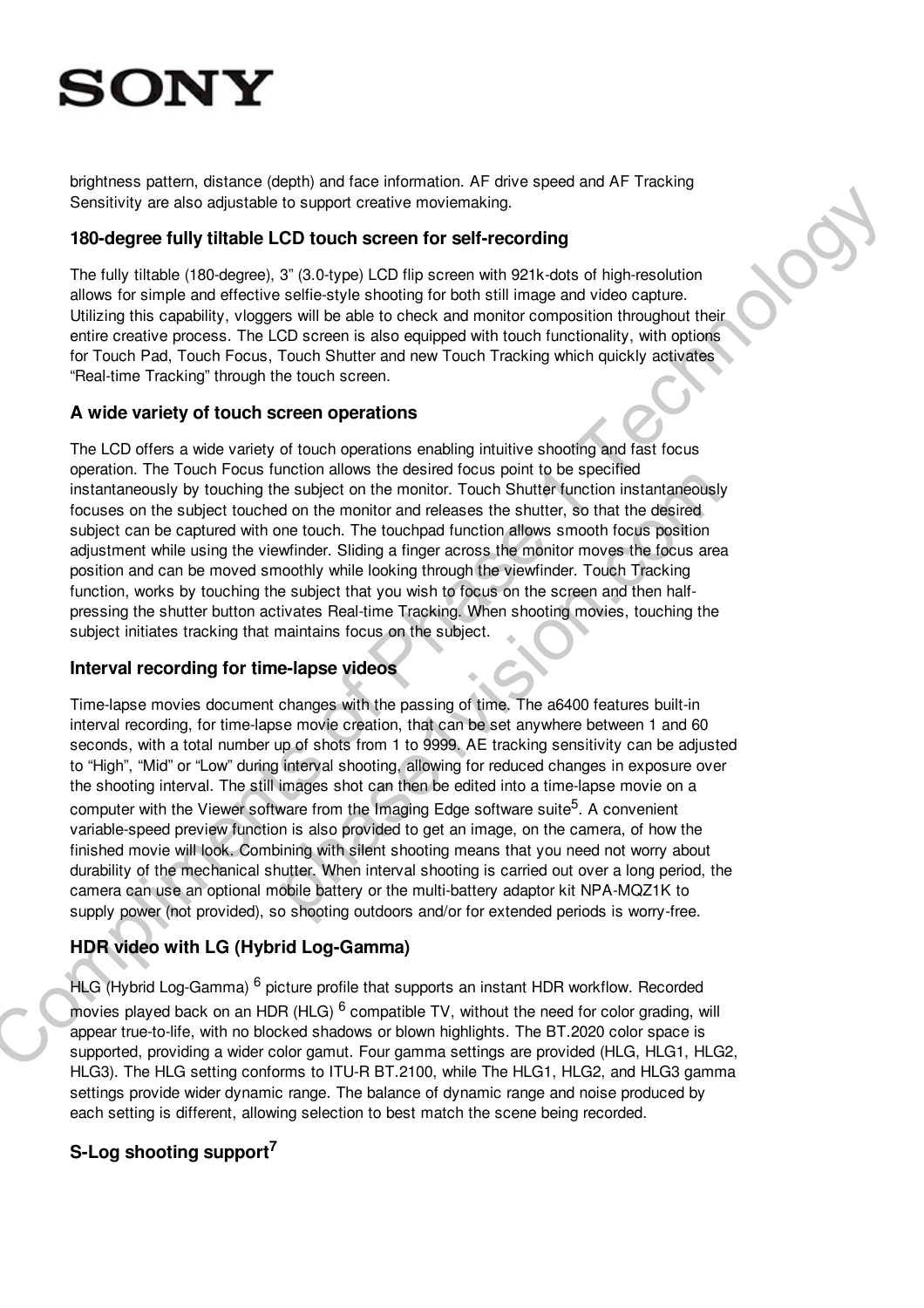brightness pattern, distance (depth) and face information. AF drive speed and AF Tracking Sensitivity are also adjustable to support creative moviemaking.

### 180-degree fully tiltable LCD touch screen for self-recording

The fully tiltable (180-degree), 3" (3.0-type) LCD flip screen with 921k-dots of high-resolution allows for simple and effective selfie-style shooting for both still image and video capture. Utilizing this capability, vloggers will be able to check and monitor composition throughout their entire creative process. The LCD screen is also equipped with touch functionality, with options for Touch Pad, Touch Focus, Touch Shutter and new Touch Tracking which quickly activates "Real-time Tracking" through the touch screen.

### A wide variety of touch screen operations

The LCD offers a wide variety of touch operations enabling intuitive shooting and fast focus operation. The Touch Focus function allows the desired focus point to be specified instantaneously by touching the subject on the monitor. Touch Shutter function instantaneously focuses on the subject touched on the monitor and releases the shutter, so that the desired subject can be captured with one touch. The touchpad function allows smooth focus position adjustment while using the viewfinder. Sliding a finger across the monitor moves the focus area position and can be moved smoothly while looking through the viewfinder. Touch Tracking function, works by touching the subject that you wish to focus on the screen and then half-pressing the shutter button activates Real-time Tracking. When shooting movies, touching the subject initiates tracking that maintains focus on the subject.

### Interval recording for time-lapse videos

Time-lapse movies document changes with the passing of time. The a6400 features built-in interval recording, for time-lapse movie creation, that can be set anywhere between 1 and 60 seconds, with a total number up of shots from 1 to 9999. AE tracking sensitivity can be adjusted to "High", "Mid" or "Low" during interval shooting, allowing for reduced changes in exposure over the shooting interval. The still images shot can then be edited into a time-lapse movie on a computer with the Viewer software from the Imaging Edge software suite[5]. A convenient variable-speed preview function is also provided to get an image, on the camera, of how the finished movie will look. Combining with silent shooting means that you need not worry about durability of the mechanical shutter. When interval shooting is carried out over a long period, the camera can use an optional mobile battery or the multi-battery adaptor kit NPA-MQZ1K to supply power (not provided), so shooting outdoors and/or for extended periods is worry-free.

### HDR video with LG (Hybrid Log-Gamma)

HLG (Hybrid Log-Gamma) [6] picture profile that supports an instant HDR workflow. Recorded movies played back on an HDR (HLG) [6] compatible TV, without the need for color grading, will appear true-to-life, with no blocked shadows or blown highlights. The BT.2020 color space is supported, providing a wider color gamut. Four gamma settings are provided (HLG, HLG1, HLG2, HLG3). The HLG setting conforms to ITU-R BT.2100, while The HLG1, HLG2, and HLG3 gamma settings provide wider dynamic range. The balance of dynamic range and noise produced by each setting is different, allowing selection to best match the scene being recorded.

### S-Log shooting support[7]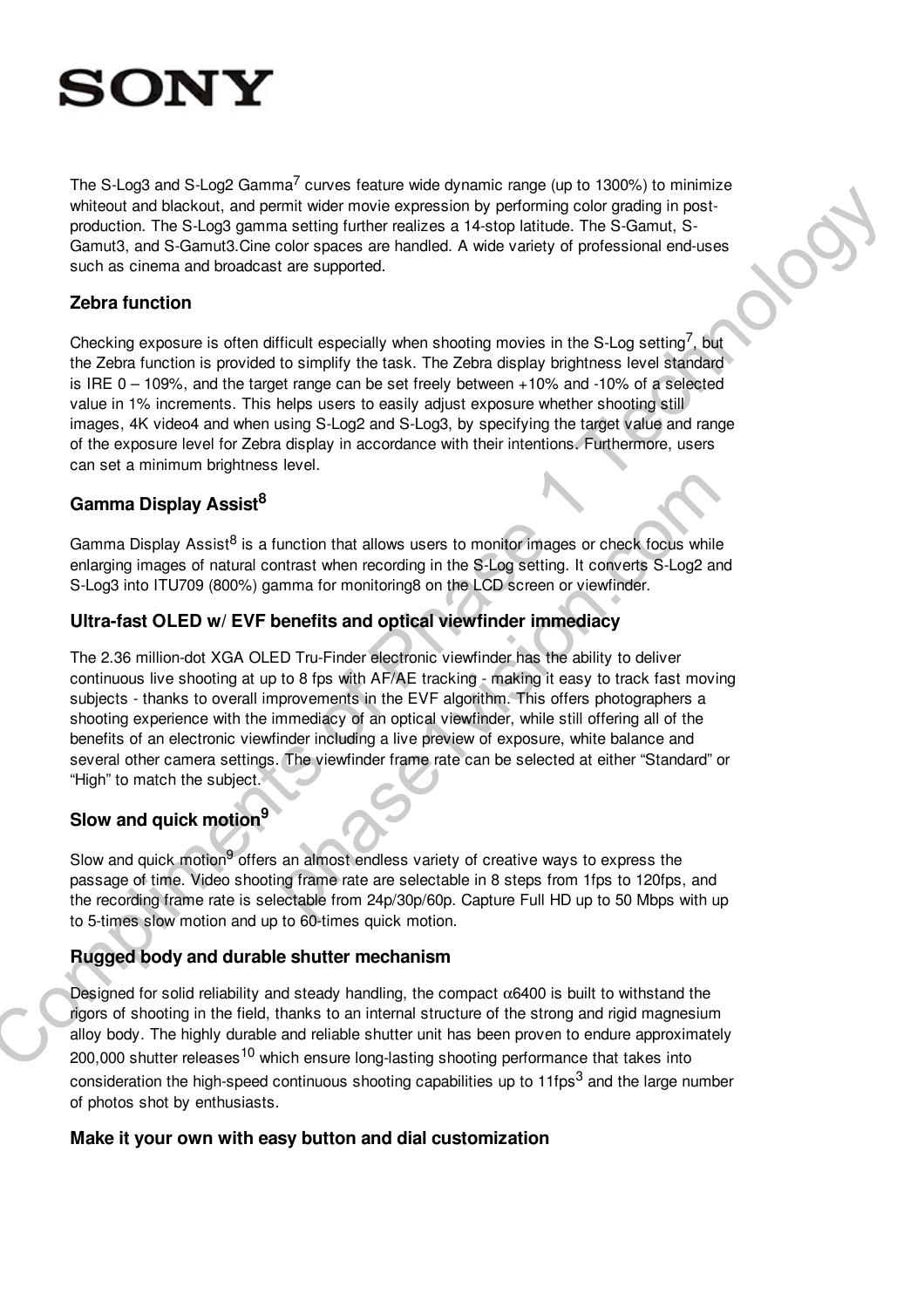The S-Log3 and S-Log2 Gamma[7] curves feature wide dynamic range (up to 1300%) to minimize whiteout and blackout, and permit wider movie expression by performing color grading in post-production. The S-Log3 gamma setting further realizes a 14-stop latitude. The S-Gamut, S-Gamut3, and S-Gamut3.Cine color spaces are handled. A wide variety of professional end-uses such as cinema and broadcast are supported.

### Zebra function

Checking exposure is often difficult especially when shooting movies in the S-Log setting[7], but the Zebra function is provided to simplify the task. The Zebra display brightness level standard is IRE 0 – 109%, and the target range can be set freely between +10% and -10% of a selected value in 1% increments. This helps users to easily adjust exposure whether shooting still images, 4K video4 and when using S-Log2 and S-Log3, by specifying the target value and range of the exposure level for Zebra display in accordance with their intentions. Furthermore, users can set a minimum brightness level.

### Gamma Display Assist[8]

Gamma Display Assist[8] is a function that allows users to monitor images or check focus while enlarging images of natural contrast when recording in the S-Log setting. It converts S-Log2 and S-Log3 into ITU709 (800%) gamma for monitoring8 on the LCD screen or viewfinder.

### Ultra-fast OLED w/ EVF benefits and optical viewfinder immediacy

The 2.36 million-dot XGA OLED Tru-Finder electronic viewfinder has the ability to deliver continuous live shooting at up to 8 fps with AF/AE tracking - making it easy to track fast moving subjects - thanks to overall improvements in the EVF algorithm. This offers photographers a shooting experience with the immediacy of an optical viewfinder, while still offering all of the benefits of an electronic viewfinder including a live preview of exposure, white balance and several other camera settings. The viewfinder frame rate can be selected at either “Standard” or “High” to match the subject.

### Slow and quick motion[9]

Slow and quick motion[9] offers an almost endless variety of creative ways to express the passage of time. Video shooting frame rate are selectable in 8 steps from 1fps to 120fps, and the recording frame rate is selectable from 24p/30p/60p. Capture Full HD up to 50 Mbps with up to 5-times slow motion and up to 60-times quick motion.

### Rugged body and durable shutter mechanism

Designed for solid reliability and steady handling, the compact α6400 is built to withstand the rigors of shooting in the field, thanks to an internal structure of the strong and rigid magnesium alloy body. The highly durable and reliable shutter unit has been proven to endure approximately 200,000 shutter releases[10] which ensure long-lasting shooting performance that takes into consideration the high-speed continuous shooting capabilities up to 11fps[3] and the large number of photos shot by enthusiasts.

### Make it your own with easy button and dial customization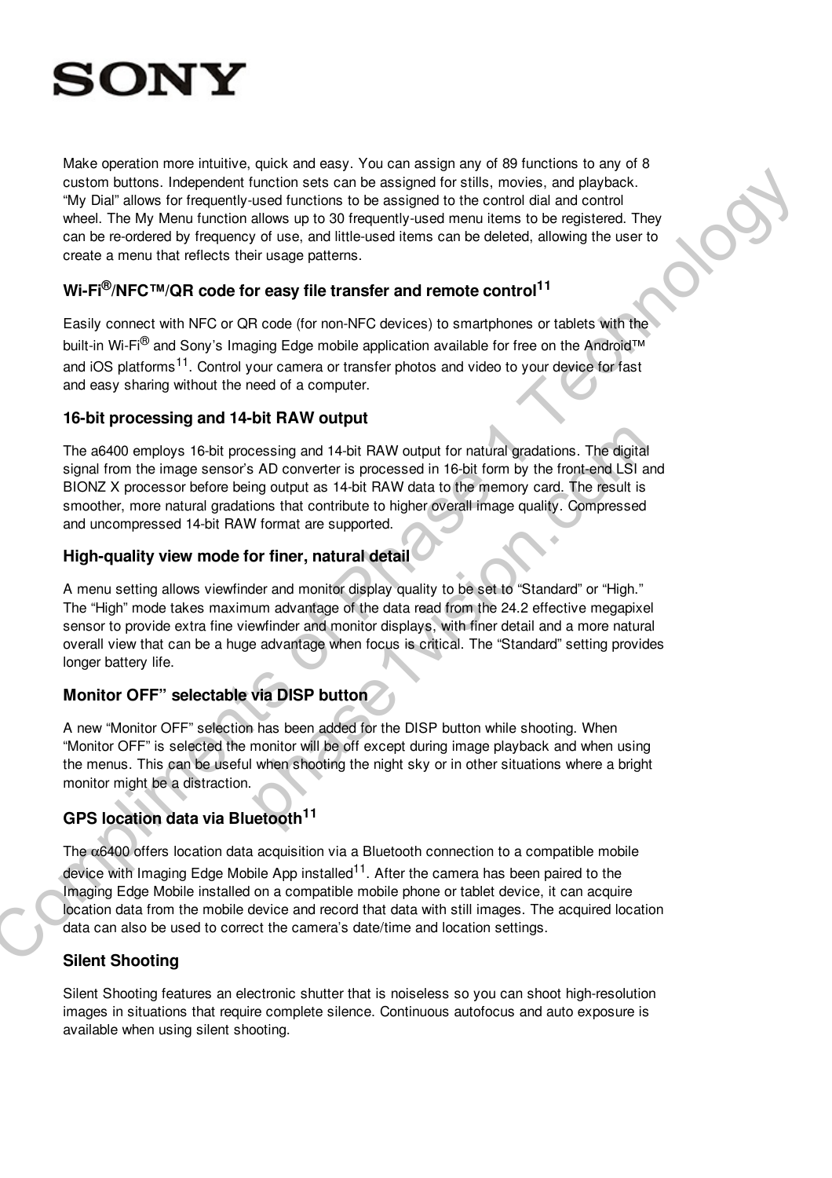Make operation more intuitive, quick and easy. You can assign any of 89 functions to any of 8 custom buttons. Independent function sets can be assigned for stills, movies, and playback. “My Dial” allows for frequently-used functions to be assigned to the control dial and control wheel. The My Menu function allows up to 30 frequently-used menu items to be registered. They can be re-ordered by frequency of use, and little-used items can be deleted, allowing the user to create a menu that reflects their usage patterns.

### Wi-Fi®/NFC™/QR code for easy file transfer and remote control[11]

Easily connect with NFC or QR code (for non-NFC devices) to smartphones or tablets with the built-in Wi-Fi® and Sony’s Imaging Edge mobile application available for free on the Android™ and iOS platforms[11]. Control your camera or transfer photos and video to your device for fast and easy sharing without the need of a computer.

### 16-bit processing and 14-bit RAW output

The a6400 employs 16-bit processing and 14-bit RAW output for natural gradations. The digital signal from the image sensor’s AD converter is processed in 16-bit form by the front-end LSI and BIONZ X processor before being output as 14-bit RAW data to the memory card. The result is smoother, more natural gradations that contribute to higher overall image quality. Compressed and uncompressed 14-bit RAW format are supported.

### High-quality view mode for finer, natural detail

A menu setting allows viewfinder and monitor display quality to be set to “Standard” or “High.” The “High” mode takes maximum advantage of the data read from the 24.2 effective megapixel sensor to provide extra fine viewfinder and monitor displays, with finer detail and a more natural overall view that can be a huge advantage when focus is critical. The “Standard” setting provides longer battery life.

### Monitor OFF” selectable via DISP button

A new “Monitor OFF” selection has been added for the DISP button while shooting. When “Monitor OFF” is selected the monitor will be off except during image playback and when using the menus. This can be useful when shooting the night sky or in other situations where a bright monitor might be a distraction.

### GPS location data via Bluetooth[11]

The α6400 offers location data acquisition via a Bluetooth connection to a compatible mobile device with Imaging Edge Mobile App installed[11]. After the camera has been paired to the Imaging Edge Mobile installed on a compatible mobile phone or tablet device, it can acquire location data from the mobile device and record that data with still images. The acquired location data can also be used to correct the camera’s date/time and location settings.

### Silent Shooting

Silent Shooting features an electronic shutter that is noiseless so you can shoot high-resolution images in situations that require complete silence. Continuous autofocus and auto exposure is available when using silent shooting.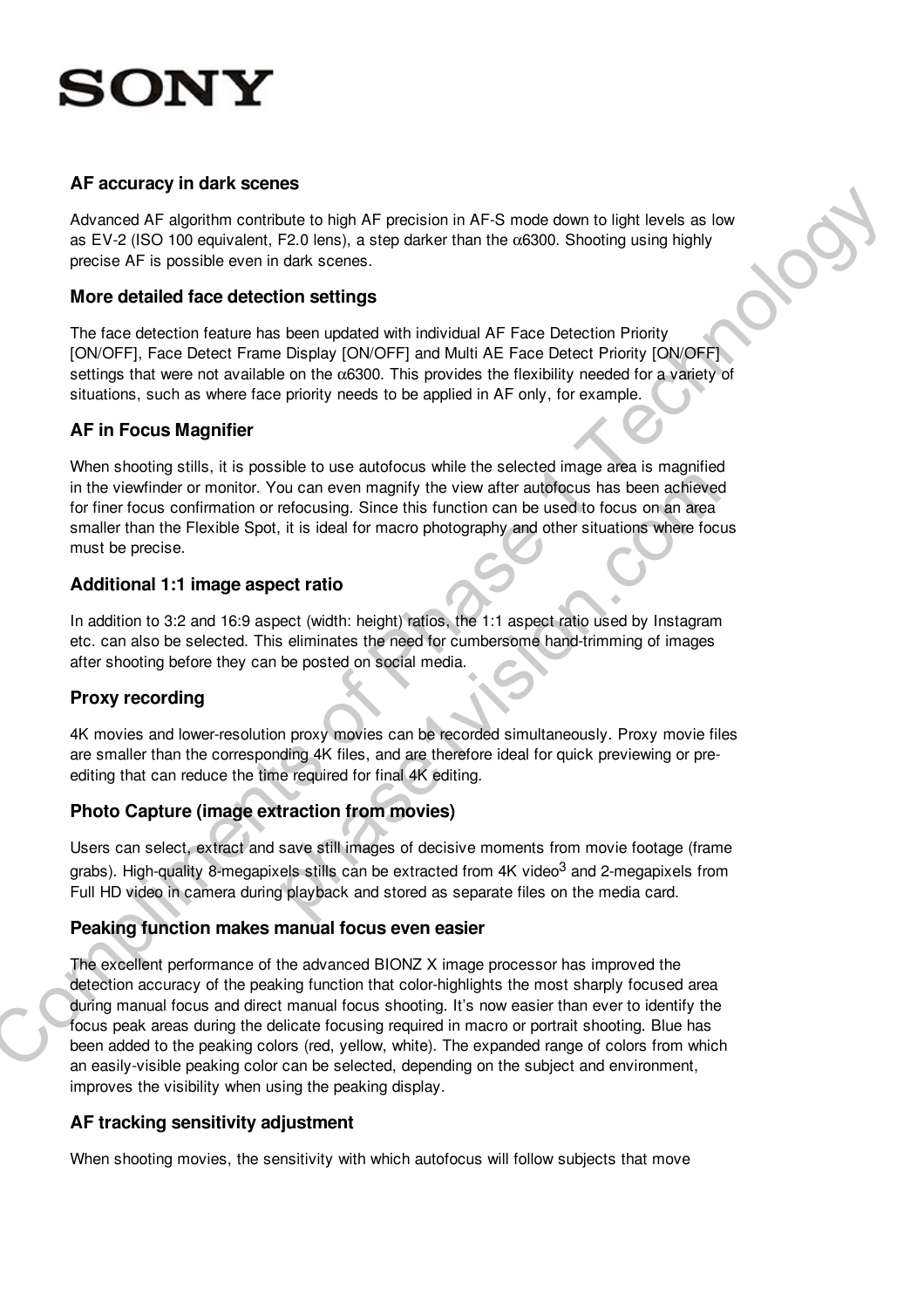### AF accuracy in dark scenes

Advanced AF algorithm contribute to high AF precision in AF-S mode down to light levels as low as EV-2 (ISO 100 equivalent, F2.0 lens), a step darker than the α6300. Shooting using highly precise AF is possible even in dark scenes.

### More detailed face detection settings

The face detection feature has been updated with individual AF Face Detection Priority [ON/OFF], Face Detect Frame Display [ON/OFF] and Multi AE Face Detect Priority [ON/OFF] settings that were not available on the α6300. This provides the flexibility needed for a variety of situations, such as where face priority needs to be applied in AF only, for example.

### AF in Focus Magnifier

When shooting stills, it is possible to use autofocus while the selected image area is magnified in the viewfinder or monitor. You can even magnify the view after autofocus has been achieved for finer focus confirmation or refocusing. Since this function can be used to focus on an area smaller than the Flexible Spot, it is ideal for macro photography and other situations where focus must be precise.

### Additional 1:1 image aspect ratio

In addition to 3:2 and 16:9 aspect (width: height) ratios, the 1:1 aspect ratio used by Instagram etc. can also be selected. This eliminates the need for cumbersome hand-trimming of images after shooting before they can be posted on social media.

### Proxy recording

4K movies and lower-resolution proxy movies can be recorded simultaneously. Proxy movie files are smaller than the corresponding 4K files, and are therefore ideal for quick previewing or pre-editing that can reduce the time required for final 4K editing.

### Photo Capture (image extraction from movies)

Users can select, extract and save still images of decisive moments from movie footage (frame grabs). High-quality 8-megapixels stills can be extracted from 4K video[3] and 2-megapixels from Full HD video in camera during playback and stored as separate files on the media card.

### Peaking function makes manual focus even easier

The excellent performance of the advanced BIONZ X image processor has improved the detection accuracy of the peaking function that color-highlights the most sharply focused area during manual focus and direct manual focus shooting. It's now easier than ever to identify the focus peak areas during the delicate focusing required in macro or portrait shooting. Blue has been added to the peaking colors (red, yellow, white). The expanded range of colors from which an easily-visible peaking color can be selected, depending on the subject and environment, improves the visibility when using the peaking display.

### AF tracking sensitivity adjustment

When shooting movies, the sensitivity with which autofocus will follow subjects that move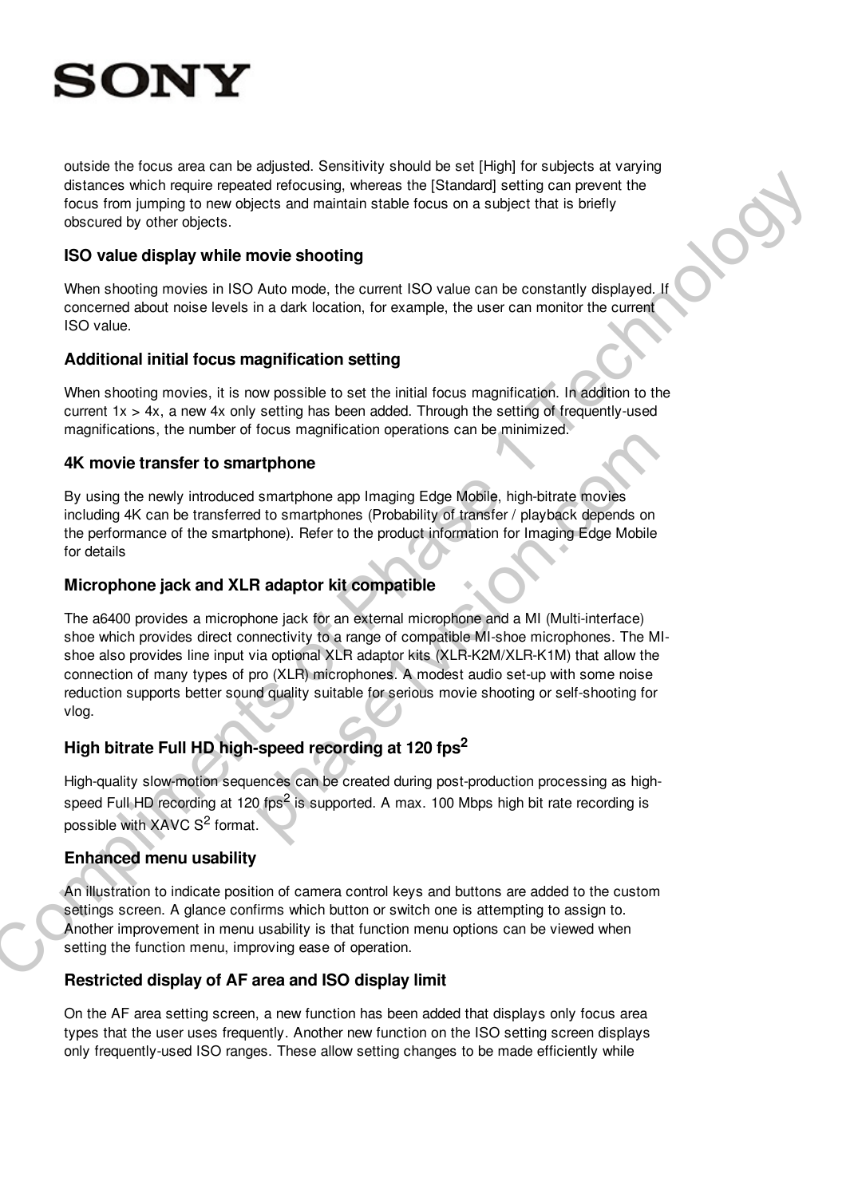outside the focus area can be adjusted. Sensitivity should be set [High] for subjects at varying distances which require repeated refocusing, whereas the [Standard] setting can prevent the focus from jumping to new objects and maintain stable focus on a subject that is briefly obscured by other objects.

### ISO value display while movie shooting

When shooting movies in ISO Auto mode, the current ISO value can be constantly displayed. If concerned about noise levels in a dark location, for example, the user can monitor the current ISO value.

### Additional initial focus magnification setting

When shooting movies, it is now possible to set the initial focus magnification. In addition to the current 1x > 4x, a new 4x only setting has been added. Through the setting of frequently-used magnifications, the number of focus magnification operations can be minimized.

### 4K movie transfer to smartphone

By using the newly introduced smartphone app Imaging Edge Mobile, high-bitrate movies including 4K can be transferred to smartphones (Probability of transfer / playback depends on the performance of the smartphone). Refer to the product information for Imaging Edge Mobile for details

### Microphone jack and XLR adaptor kit compatible

The a6400 provides a microphone jack for an external microphone and a MI (Multi-interface) shoe which provides direct connectivity to a range of compatible MI-shoe microphones. The MI-shoe also provides line input via optional XLR adaptor kits (XLR-K2M/XLR-K1M) that allow the connection of many types of pro (XLR) microphones. A modest audio set-up with some noise reduction supports better sound quality suitable for serious movie shooting or self-shooting for vlog.

### High bitrate Full HD high-speed recording at 120 fps[2]

High-quality slow-motion sequences can be created during post-production processing as high-speed Full HD recording at 120 fps[2] is supported. A max. 100 Mbps high bit rate recording is possible with XAVC S[2] format.

### Enhanced menu usability

An illustration to indicate position of camera control keys and buttons are added to the custom settings screen. A glance confirms which button or switch one is attempting to assign to. Another improvement in menu usability is that function menu options can be viewed when setting the function menu, improving ease of operation.

### Restricted display of AF area and ISO display limit

On the AF area setting screen, a new function has been added that displays only focus area types that the user uses frequently. Another new function on the ISO setting screen displays only frequently-used ISO ranges. These allow setting changes to be made efficiently while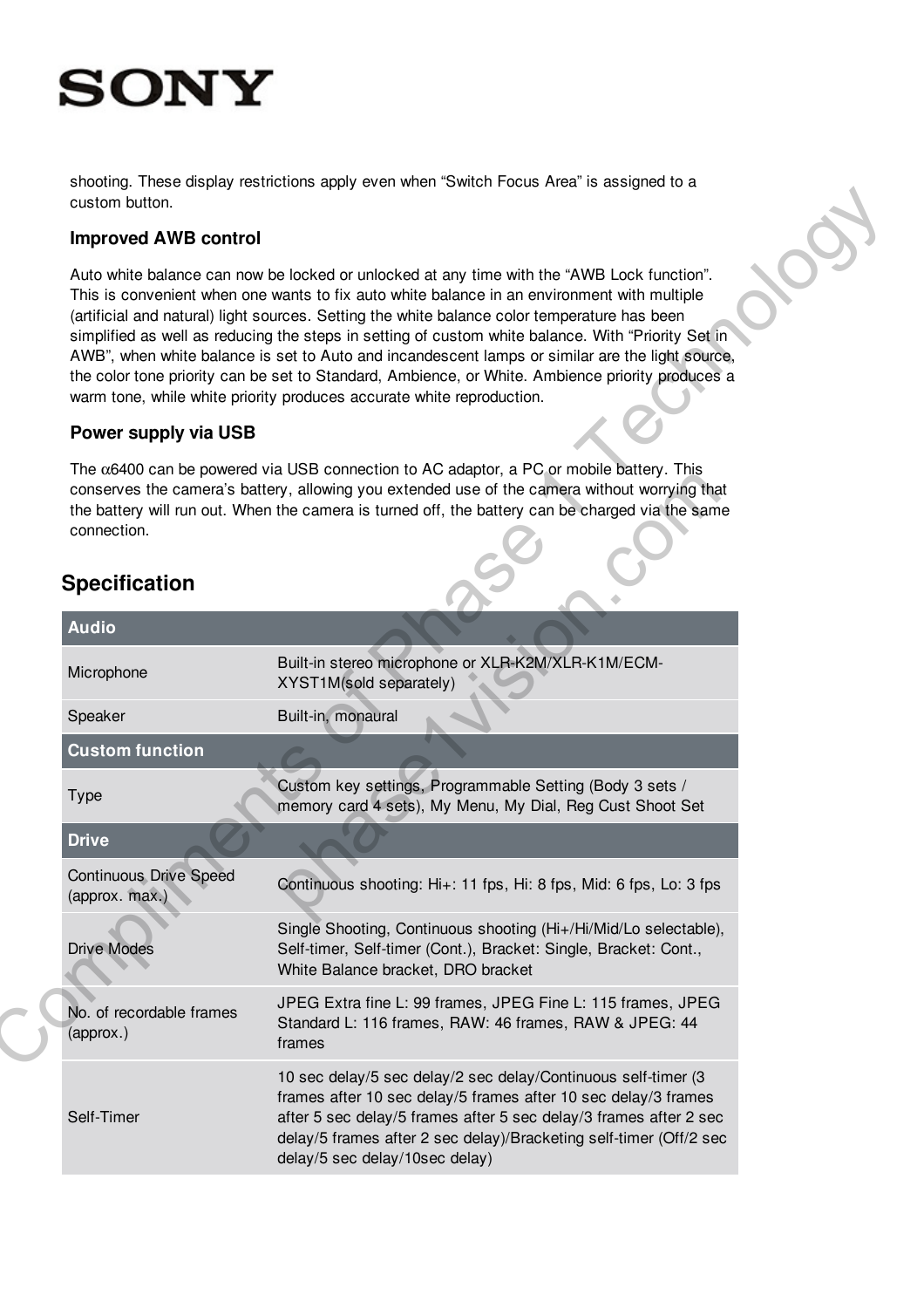shooting. These display restrictions apply even when “Switch Focus Area” is assigned to a custom button.

### Improved AWB control

Auto white balance can now be locked or unlocked at any time with the “AWB Lock function”. This is convenient when one wants to fix auto white balance in an environment with multiple (artificial and natural) light sources. Setting the white balance color temperature has been simplified as well as reducing the steps in setting of custom white balance. With “Priority Set in AWB”, when white balance is set to Auto and incandescent lamps or similar are the light source, the color tone priority can be set to Standard, Ambience, or White. Ambience priority produces a warm tone, while white priority produces accurate white reproduction.

### Power supply via USB

The α6400 can be powered via USB connection to AC adaptor, a PC or mobile battery. This conserves the camera’s battery, allowing you extended use of the camera without worrying that the battery will run out. When the camera is turned off, the battery can be charged via the same connection.

## Specification

| **Audio** | |
|---|---|
| Microphone | Built-in stereo microphone or XLR-K2M/XLR-K1M/ECM-XYST1M(sold separately) |
| Speaker | Built-in, monaural |
| **Custom function** | |
| Type | Custom key settings, Programmable Setting (Body 3 sets / memory card 4 sets), My Menu, My Dial, Reg Cust Shoot Set |
| **Drive** | |
| Continuous Drive Speed (approx. max.) | Continuous shooting: Hi+: 11 fps, Hi: 8 fps, Mid: 6 fps, Lo: 3 fps |
| Drive Modes | Single Shooting, Continuous shooting (Hi+/Hi/Mid/Lo selectable), Self-timer, Self-timer (Cont.), Bracket: Single, Bracket: Cont., White Balance bracket, DRO bracket |
| No. of recordable frames (approx.) | JPEG Extra fine L: 99 frames, JPEG Fine L: 115 frames, JPEG Standard L: 116 frames, RAW: 46 frames, RAW & JPEG: 44 frames |
| Self-Timer | 10 sec delay/5 sec delay/2 sec delay/Continuous self-timer (3 frames after 10 sec delay/5 frames after 10 sec delay/3 frames after 5 sec delay/5 frames after 5 sec delay/3 frames after 2 sec delay/5 frames after 2 sec delay)/Bracketing self-timer (Off/2 sec delay/5 sec delay/10sec delay) |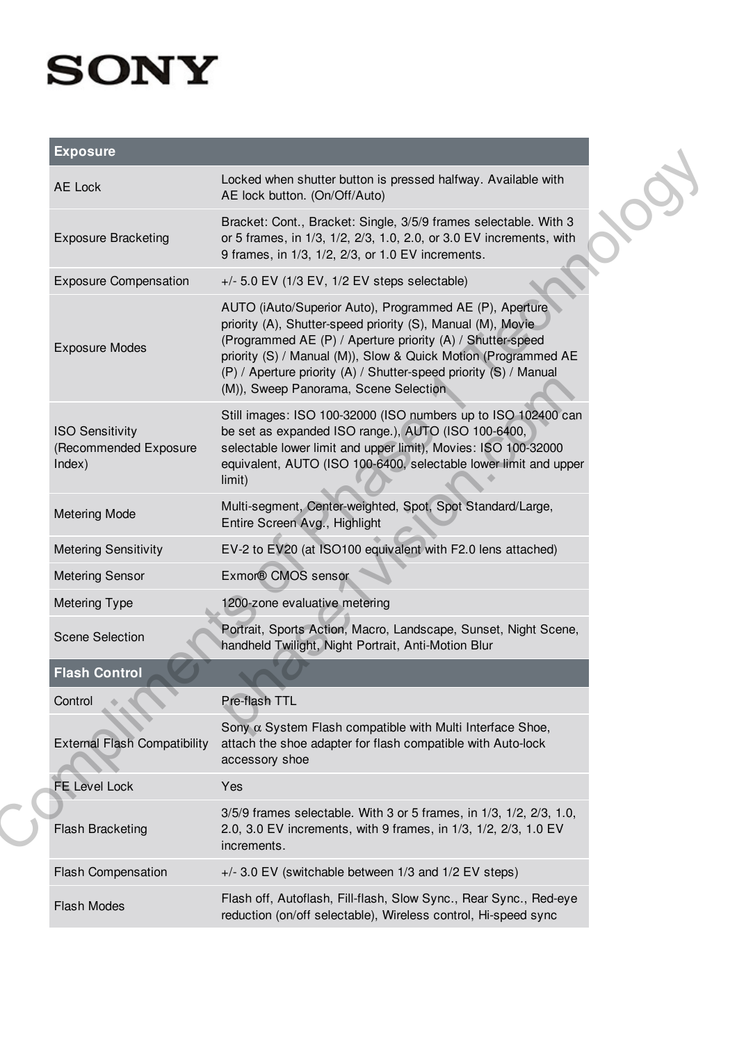| Exposure | |
|---|---|
| AE Lock | Locked when shutter button is pressed halfway. Available with AE lock button. (On/Off/Auto) |
| Exposure Bracketing | Bracket: Cont., Bracket: Single, 3/5/9 frames selectable. With 3 or 5 frames, in 1/3, 1/2, 2/3, 1.0, 2.0, or 3.0 EV increments, with 9 frames, in 1/3, 1/2, 2/3, or 1.0 EV increments. |
| Exposure Compensation | +/- 5.0 EV (1/3 EV, 1/2 EV steps selectable) |
| Exposure Modes | AUTO (iAuto/Superior Auto), Programmed AE (P), Aperture priority (A), Shutter-speed priority (S), Manual (M), Movie (Programmed AE (P) / Aperture priority (A) / Shutter-speed priority (S) / Manual (M)), Slow & Quick Motion (Programmed AE (P) / Aperture priority (A) / Shutter-speed priority (S) / Manual (M)), Sweep Panorama, Scene Selection |
| ISO Sensitivity (Recommended Exposure Index) | Still images: ISO 100-32000 (ISO numbers up to ISO 102400 can be set as expanded ISO range.), AUTO (ISO 100-6400, selectable lower limit and upper limit), Movies: ISO 100-32000 equivalent, AUTO (ISO 100-6400, selectable lower limit and upper limit) |
| Metering Mode | Multi-segment, Center-weighted, Spot, Spot Standard/Large, Entire Screen Avg., Highlight |
| Metering Sensitivity | EV-2 to EV20 (at ISO100 equivalent with F2.0 lens attached) |
| Metering Sensor | Exmor® CMOS sensor |
| Metering Type | 1200-zone evaluative metering |
| Scene Selection | Portrait, Sports Action, Macro, Landscape, Sunset, Night Scene, handheld Twilight, Night Portrait, Anti-Motion Blur |
| **Flash Control** | |
| Control | Pre-flash TTL |
| External Flash Compatibility | Sony α System Flash compatible with Multi Interface Shoe, attach the shoe adapter for flash compatible with Auto-lock accessory shoe |
| FE Level Lock | Yes |
| Flash Bracketing | 3/5/9 frames selectable. With 3 or 5 frames, in 1/3, 1/2, 2/3, 1.0, 2.0, 3.0 EV increments, with 9 frames, in 1/3, 1/2, 2/3, 1.0 EV increments. |
| Flash Compensation | +/- 3.0 EV (switchable between 1/3 and 1/2 EV steps) |
| Flash Modes | Flash off, Autoflash, Fill-flash, Slow Sync., Rear Sync., Red-eye reduction (on/off selectable), Wireless control, Hi-speed sync |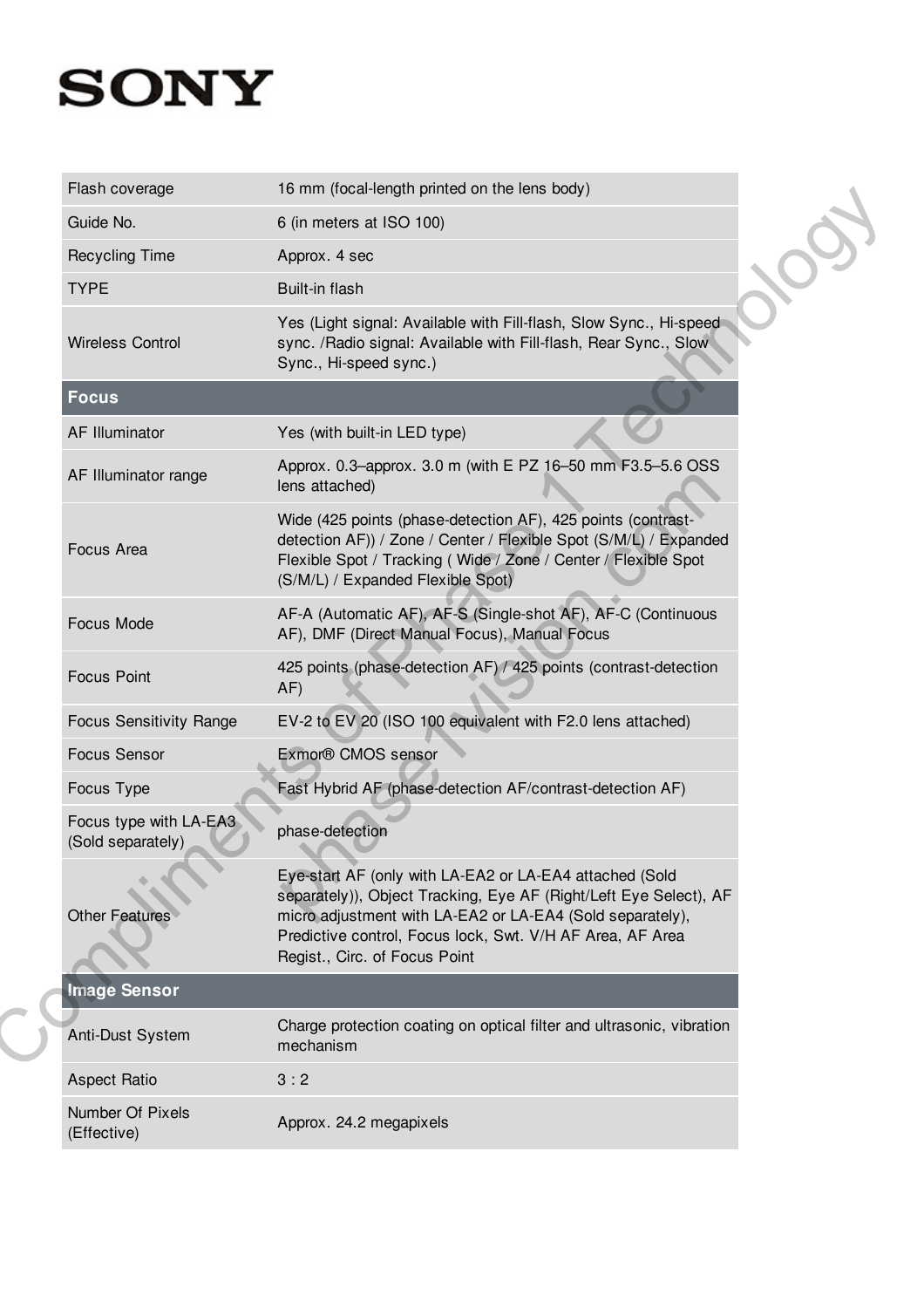| | |
|---|---|
| Flash coverage | 16 mm (focal-length printed on the lens body) |
| Guide No. | 6 (in meters at ISO 100) |
| Recycling Time | Approx. 4 sec |
| TYPE | Built-in flash |
| Wireless Control | Yes (Light signal: Available with Fill-flash, Slow Sync., Hi-speed sync. /Radio signal: Available with Fill-flash, Rear Sync., Slow Sync., Hi-speed sync.) |
| **Focus** | |
| AF Illuminator | Yes (with built-in LED type) |
| AF Illuminator range | Approx. 0.3–approx. 3.0 m (with E PZ 16–50 mm F3.5–5.6 OSS lens attached) |
| Focus Area | Wide (425 points (phase-detection AF), 425 points (contrast-detection AF)) / Zone / Center / Flexible Spot (S/M/L) / Expanded Flexible Spot / Tracking ( Wide / Zone / Center / Flexible Spot (S/M/L) / Expanded Flexible Spot) |
| Focus Mode | AF-A (Automatic AF), AF-S (Single-shot AF), AF-C (Continuous AF), DMF (Direct Manual Focus), Manual Focus |
| Focus Point | 425 points (phase-detection AF) / 425 points (contrast-detection AF) |
| Focus Sensitivity Range | EV-2 to EV 20 (ISO 100 equivalent with F2.0 lens attached) |
| Focus Sensor | Exmor® CMOS sensor |
| Focus Type | Fast Hybrid AF (phase-detection AF/contrast-detection AF) |
| Focus type with LA-EA3 (Sold separately) | phase-detection |
| Other Features | Eye-start AF (only with LA-EA2 or LA-EA4 attached (Sold separately)), Object Tracking, Eye AF (Right/Left Eye Select), AF micro adjustment with LA-EA2 or LA-EA4 (Sold separately), Predictive control, Focus lock, Swt. V/H AF Area, AF Area Regist., Circ. of Focus Point |
| **Image Sensor** | |
| Anti-Dust System | Charge protection coating on optical filter and ultrasonic, vibration mechanism |
| Aspect Ratio | 3 : 2 |
| Number Of Pixels (Effective) | Approx. 24.2 megapixels |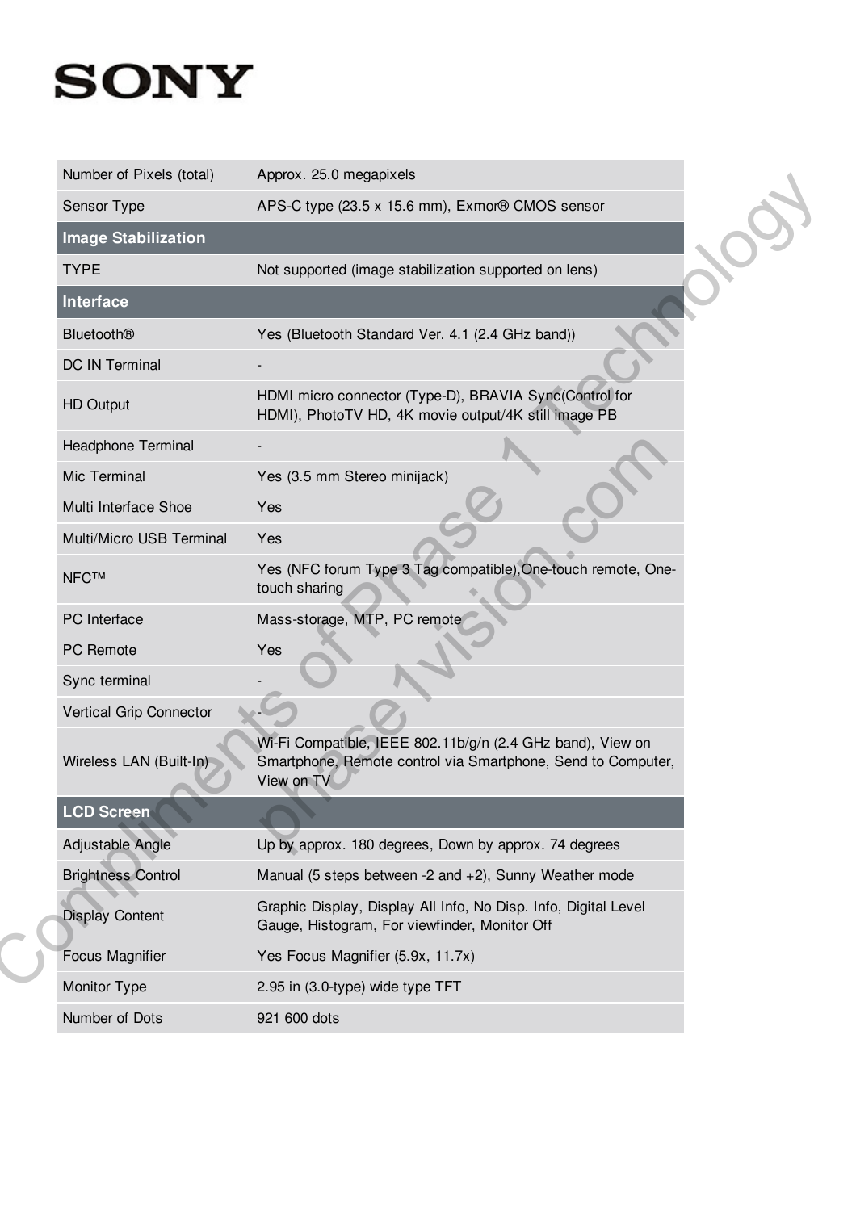| | |
|---|---|
| Number of Pixels (total) | Approx. 25.0 megapixels |
| Sensor Type | APS-C type (23.5 x 15.6 mm), Exmor® CMOS sensor |
| **Image Stabilization** | |
| TYPE | Not supported (image stabilization supported on lens) |
| **Interface** | |
| Bluetooth® | Yes (Bluetooth Standard Ver. 4.1 (2.4 GHz band)) |
| DC IN Terminal | - |
| HD Output | HDMI micro connector (Type-D), BRAVIA Sync(Control for HDMI), PhotoTV HD, 4K movie output/4K still image PB |
| Headphone Terminal | - |
| Mic Terminal | Yes (3.5 mm Stereo minijack) |
| Multi Interface Shoe | Yes |
| Multi/Micro USB Terminal | Yes |
| NFC™ | Yes (NFC forum Type 3 Tag compatible),One-touch remote, One-touch sharing |
| PC Interface | Mass-storage, MTP, PC remote |
| PC Remote | Yes |
| Sync terminal | - |
| Vertical Grip Connector | - |
| Wireless LAN (Built-In) | Wi-Fi Compatible, IEEE 802.11b/g/n (2.4 GHz band), View on Smartphone, Remote control via Smartphone, Send to Computer, View on TV |
| **LCD Screen** | |
| Adjustable Angle | Up by approx. 180 degrees, Down by approx. 74 degrees |
| Brightness Control | Manual (5 steps between -2 and +2), Sunny Weather mode |
| Display Content | Graphic Display, Display All Info, No Disp. Info, Digital Level Gauge, Histogram, For viewfinder, Monitor Off |
| Focus Magnifier | Yes Focus Magnifier (5.9x, 11.7x) |
| Monitor Type | 2.95 in (3.0-type) wide type TFT |
| Number of Dots | 921 600 dots |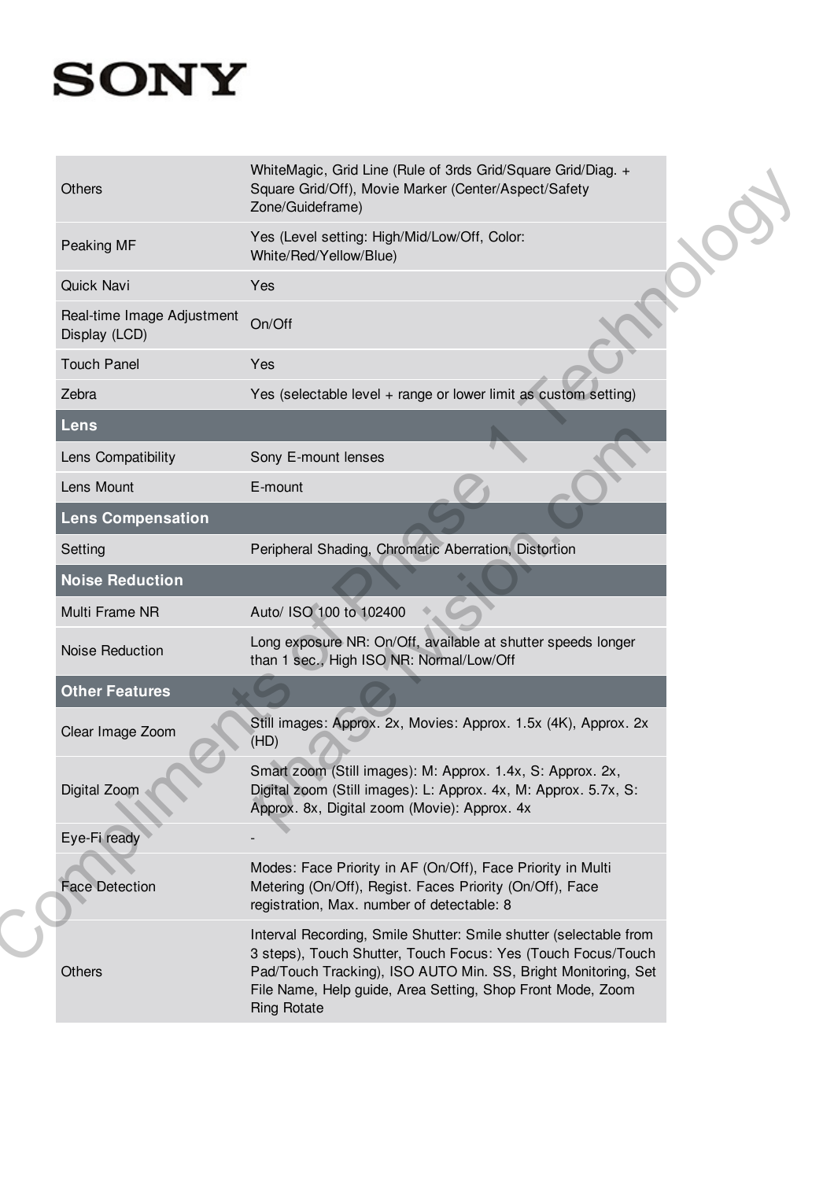| | |
|---|---|
| Others | WhiteMagic, Grid Line (Rule of 3rds Grid/Square Grid/Diag. + Square Grid/Off), Movie Marker (Center/Aspect/Safety Zone/Guideframe) |
| Peaking MF | Yes (Level setting: High/Mid/Low/Off, Color: White/Red/Yellow/Blue) |
| Quick Navi | Yes |
| Real-time Image Adjustment Display (LCD) | On/Off |
| Touch Panel | Yes |
| Zebra | Yes (selectable level + range or lower limit as custom setting) |
| **Lens** | |
| Lens Compatibility | Sony E-mount lenses |
| Lens Mount | E-mount |
| **Lens Compensation** | |
| Setting | Peripheral Shading, Chromatic Aberration, Distortion |
| **Noise Reduction** | |
| Multi Frame NR | Auto/ ISO 100 to 102400 |
| Noise Reduction | Long exposure NR: On/Off, available at shutter speeds longer than 1 sec., High ISO NR: Normal/Low/Off |
| **Other Features** | |
| Clear Image Zoom | Still images: Approx. 2x, Movies: Approx. 1.5x (4K), Approx. 2x (HD) |
| Digital Zoom | Smart zoom (Still images): M: Approx. 1.4x, S: Approx. 2x, Digital zoom (Still images): L: Approx. 4x, M: Approx. 5.7x, S: Approx. 8x, Digital zoom (Movie): Approx. 4x |
| Eye-Fi ready | - |
| Face Detection | Modes: Face Priority in AF (On/Off), Face Priority in Multi Metering (On/Off), Regist. Faces Priority (On/Off), Face registration, Max. number of detectable: 8 |
| Others | Interval Recording, Smile Shutter: Smile shutter (selectable from 3 steps), Touch Shutter, Touch Focus: Yes (Touch Focus/Touch Pad/Touch Tracking), ISO AUTO Min. SS, Bright Monitoring, Set File Name, Help guide, Area Setting, Shop Front Mode, Zoom Ring Rotate |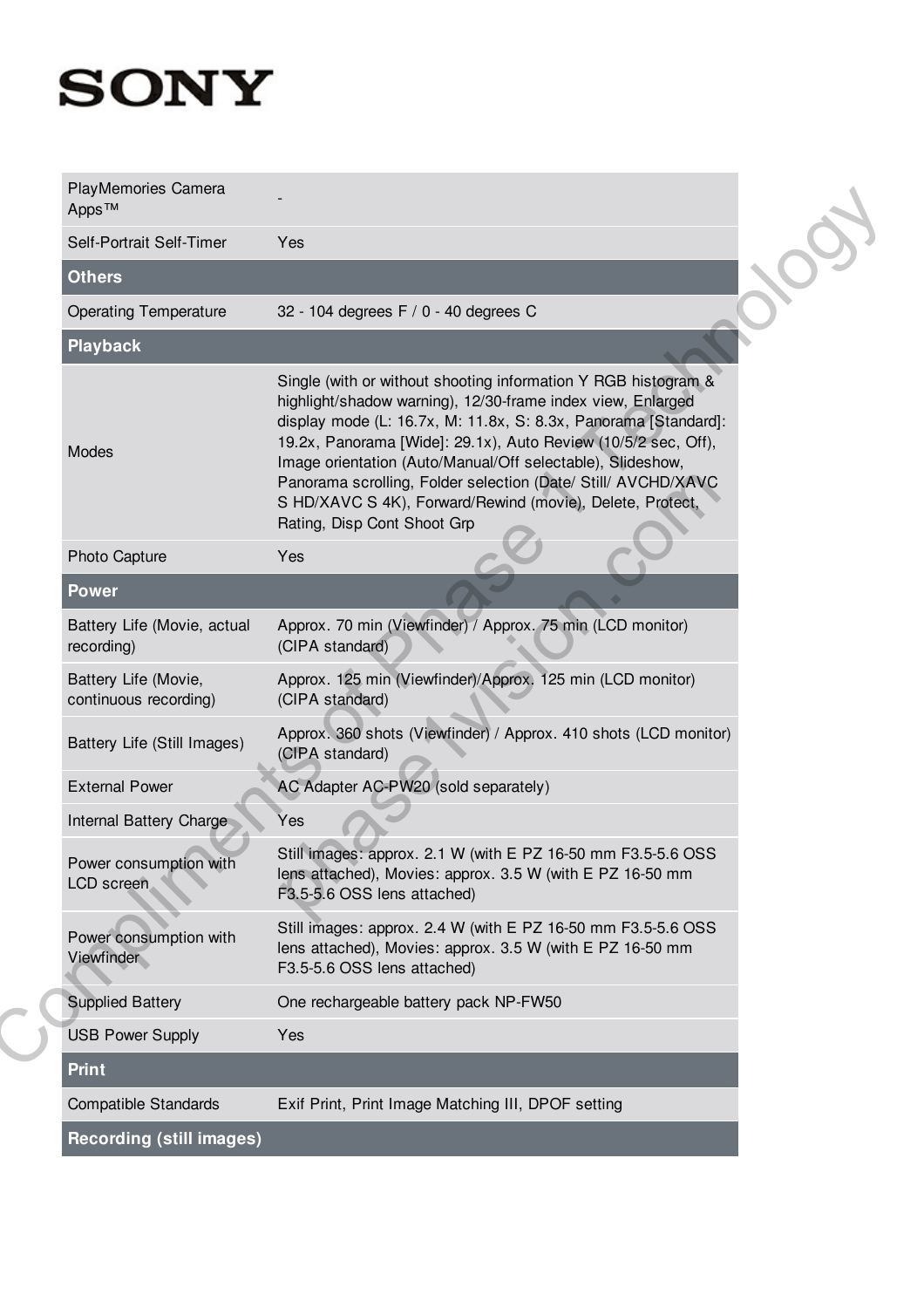| | |
|---|---|
| PlayMemories Camera Apps™ | - |
| Self-Portrait Self-Timer | Yes |
| **Others** | |
| Operating Temperature | 32 - 104 degrees F / 0 - 40 degrees C |
| **Playback** | |
| Modes | Single (with or without shooting information Y RGB histogram & highlight/shadow warning), 12/30-frame index view, Enlarged display mode (L: 16.7x, M: 11.8x, S: 8.3x, Panorama [Standard]: 19.2x, Panorama [Wide]: 29.1x), Auto Review (10/5/2 sec, Off), Image orientation (Auto/Manual/Off selectable), Slideshow, Panorama scrolling, Folder selection (Date/ Still/ AVCHD/XAVC S HD/XAVC S 4K), Forward/Rewind (movie), Delete, Protect, Rating, Disp Cont Shoot Grp |
| Photo Capture | Yes |
| **Power** | |
| Battery Life (Movie, actual recording) | Approx. 70 min (Viewfinder) / Approx. 75 min (LCD monitor) (CIPA standard) |
| Battery Life (Movie, continuous recording) | Approx. 125 min (Viewfinder)/Approx. 125 min (LCD monitor) (CIPA standard) |
| Battery Life (Still Images) | Approx. 360 shots (Viewfinder) / Approx. 410 shots (LCD monitor) (CIPA standard) |
| External Power | AC Adapter AC-PW20 (sold separately) |
| Internal Battery Charge | Yes |
| Power consumption with LCD screen | Still images: approx. 2.1 W (with E PZ 16-50 mm F3.5-5.6 OSS lens attached), Movies: approx. 3.5 W (with E PZ 16-50 mm F3.5-5.6 OSS lens attached) |
| Power consumption with Viewfinder | Still images: approx. 2.4 W (with E PZ 16-50 mm F3.5-5.6 OSS lens attached), Movies: approx. 3.5 W (with E PZ 16-50 mm F3.5-5.6 OSS lens attached) |
| Supplied Battery | One rechargeable battery pack NP-FW50 |
| USB Power Supply | Yes |
| **Print** | |
| Compatible Standards | Exif Print, Print Image Matching III, DPOF setting |
| **Recording (still images)** | |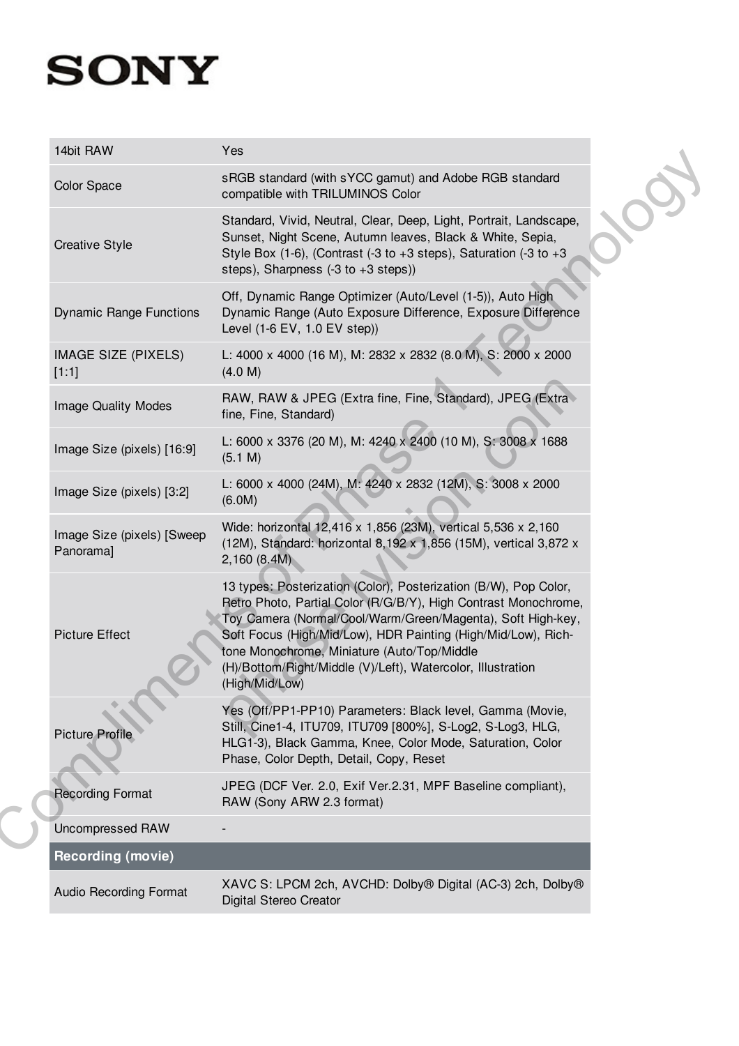| | |
|---|---|
| 14bit RAW | Yes |
| Color Space | sRGB standard (with sYCC gamut) and Adobe RGB standard compatible with TRILUMINOS Color |
| Creative Style | Standard, Vivid, Neutral, Clear, Deep, Light, Portrait, Landscape, Sunset, Night Scene, Autumn leaves, Black & White, Sepia, Style Box (1-6), (Contrast (-3 to +3 steps), Saturation (-3 to +3 steps), Sharpness (-3 to +3 steps)) |
| Dynamic Range Functions | Off, Dynamic Range Optimizer (Auto/Level (1-5)), Auto High Dynamic Range (Auto Exposure Difference, Exposure Difference Level (1-6 EV, 1.0 EV step)) |
| IMAGE SIZE (PIXELS) [1:1] | L: 4000 x 4000 (16 M), M: 2832 x 2832 (8.0 M), S: 2000 x 2000 (4.0 M) |
| Image Quality Modes | RAW, RAW & JPEG (Extra fine, Fine, Standard), JPEG (Extra fine, Fine, Standard) |
| Image Size (pixels) [16:9] | L: 6000 x 3376 (20 M), M: 4240 x 2400 (10 M), S: 3008 x 1688 (5.1 M) |
| Image Size (pixels) [3:2] | L: 6000 x 4000 (24M), M: 4240 x 2832 (12M), S: 3008 x 2000 (6.0M) |
| Image Size (pixels) [Sweep Panorama] | Wide: horizontal 12,416 x 1,856 (23M), vertical 5,536 x 2,160 (12M), Standard: horizontal 8,192 x 1,856 (15M), vertical 3,872 x 2,160 (8.4M) |
| Picture Effect | 13 types: Posterization (Color), Posterization (B/W), Pop Color, Retro Photo, Partial Color (R/G/B/Y), High Contrast Monochrome, Toy Camera (Normal/Cool/Warm/Green/Magenta), Soft High-key, Soft Focus (High/Mid/Low), HDR Painting (High/Mid/Low), Rich-tone Monochrome, Miniature (Auto/Top/Middle (H)/Bottom/Right/Middle (V)/Left), Watercolor, Illustration (High/Mid/Low) |
| Picture Profile | Yes (Off/PP1-PP10) Parameters: Black level, Gamma (Movie, Still, Cine1-4, ITU709, ITU709 [800%], S-Log2, S-Log3, HLG, HLG1-3), Black Gamma, Knee, Color Mode, Saturation, Color Phase, Color Depth, Detail, Copy, Reset |
| Recording Format | JPEG (DCF Ver. 2.0, Exif Ver.2.31, MPF Baseline compliant), RAW (Sony ARW 2.3 format) |
| Uncompressed RAW | - |
| **Recording (movie)** | |
| Audio Recording Format | XAVC S: LPCM 2ch, AVCHD: Dolby® Digital (AC-3) 2ch, Dolby® Digital Stereo Creator |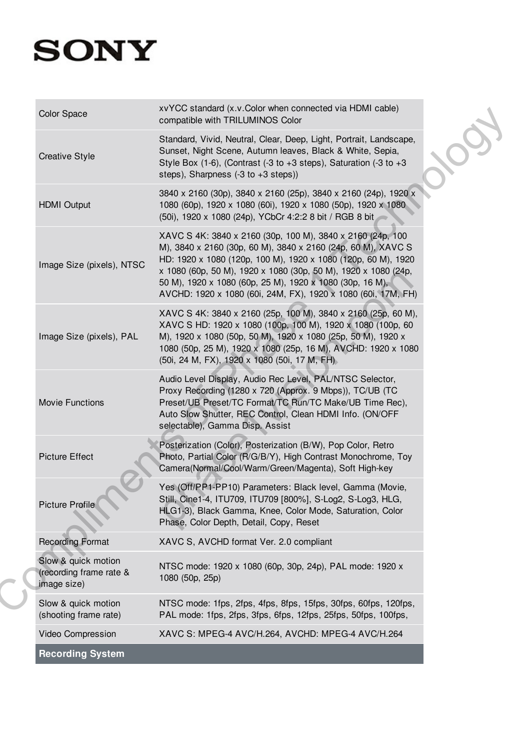# SONY

| | |
|---|---|
| Color Space | xvYCC standard (x.v.Color when connected via HDMI cable) compatible with TRILUMINOS Color |
| Creative Style | Standard, Vivid, Neutral, Clear, Deep, Light, Portrait, Landscape, Sunset, Night Scene, Autumn leaves, Black & White, Sepia, Style Box (1-6), (Contrast (-3 to +3 steps), Saturation (-3 to +3 steps), Sharpness (-3 to +3 steps)) |
| HDMI Output | 3840 x 2160 (30p), 3840 x 2160 (25p), 3840 x 2160 (24p), 1920 x 1080 (60p), 1920 x 1080 (60i), 1920 x 1080 (50p), 1920 x 1080 (50i), 1920 x 1080 (24p), YCbCr 4:2:2 8 bit / RGB 8 bit |
| Image Size (pixels), NTSC | XAVC S 4K: 3840 x 2160 (30p, 100 M), 3840 x 2160 (24p, 100 M), 3840 x 2160 (30p, 60 M), 3840 x 2160 (24p, 60 M), XAVC S HD: 1920 x 1080 (120p, 100 M), 1920 x 1080 (120p, 60 M), 1920 x 1080 (60p, 50 M), 1920 x 1080 (30p, 50 M), 1920 x 1080 (24p, 50 M), 1920 x 1080 (60p, 25 M), 1920 x 1080 (30p, 16 M), AVCHD: 1920 x 1080 (60i, 24M, FX), 1920 x 1080 (60i, 17M, FH) |
| Image Size (pixels), PAL | XAVC S 4K: 3840 x 2160 (25p, 100 M), 3840 x 2160 (25p, 60 M), XAVC S HD: 1920 x 1080 (100p, 100 M), 1920 x 1080 (100p, 60 M), 1920 x 1080 (50p, 50 M), 1920 x 1080 (25p, 50 M), 1920 x 1080 (50p, 25 M), 1920 x 1080 (25p, 16 M), AVCHD: 1920 x 1080 (50i, 24 M, FX), 1920 x 1080 (50i, 17 M, FH) |
| Movie Functions | Audio Level Display, Audio Rec Level, PAL/NTSC Selector, Proxy Recording (1280 x 720 (Approx. 9 Mbps)), TC/UB (TC Preset/UB Preset/TC Format/TC Run/TC Make/UB Time Rec), Auto Slow Shutter, REC Control, Clean HDMI Info. (ON/OFF selectable), Gamma Disp. Assist |
| Picture Effect | Posterization (Color), Posterization (B/W), Pop Color, Retro Photo, Partial Color (R/G/B/Y), High Contrast Monochrome, Toy Camera(Normal/Cool/Warm/Green/Magenta), Soft High-key |
| Picture Profile | Yes (Off/PP1-PP10) Parameters: Black level, Gamma (Movie, Still, Cine1-4, ITU709, ITU709 [800%], S-Log2, S-Log3, HLG, HLG1-3), Black Gamma, Knee, Color Mode, Saturation, Color Phase, Color Depth, Detail, Copy, Reset |
| Recording Format | XAVC S, AVCHD format Ver. 2.0 compliant |
| Slow & quick motion (recording frame rate & image size) | NTSC mode: 1920 x 1080 (60p, 30p, 24p), PAL mode: 1920 x 1080 (50p, 25p) |
| Slow & quick motion (shooting frame rate) | NTSC mode: 1fps, 2fps, 4fps, 8fps, 15fps, 30fps, 60fps, 120fps, PAL mode: 1fps, 2fps, 3fps, 6fps, 12fps, 25fps, 50fps, 100fps, |
| Video Compression | XAVC S: MPEG-4 AVC/H.264, AVCHD: MPEG-4 AVC/H.264 |
| **Recording System** | |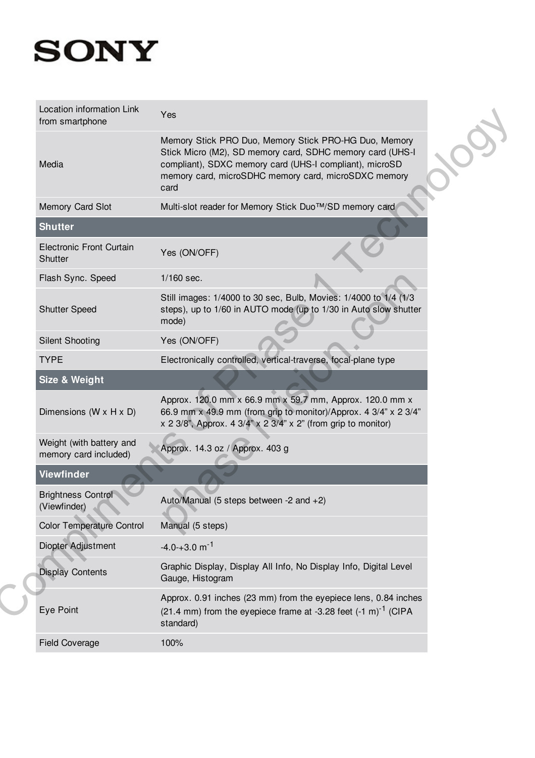| | |
|---|---|
| Location information Link from smartphone | Yes |
| Media | Memory Stick PRO Duo, Memory Stick PRO-HG Duo, Memory Stick Micro (M2), SD memory card, SDHC memory card (UHS-I compliant), SDXC memory card (UHS-I compliant), microSD memory card, microSDHC memory card, microSDXC memory card |
| Memory Card Slot | Multi-slot reader for Memory Stick Duo™/SD memory card |
| **Shutter** | |
| Electronic Front Curtain Shutter | Yes (ON/OFF) |
| Flash Sync. Speed | 1/160 sec. |
| Shutter Speed | Still images: 1/4000 to 30 sec, Bulb, Movies: 1/4000 to 1/4 (1/3 steps), up to 1/60 in AUTO mode (up to 1/30 in Auto slow shutter mode) |
| Silent Shooting | Yes (ON/OFF) |
| TYPE | Electronically controlled, vertical-traverse, focal-plane type |
| **Size & Weight** | |
| Dimensions (W x H x D) | Approx. 120.0 mm x 66.9 mm x 59.7 mm, Approx. 120.0 mm x 66.9 mm x 49.9 mm (from grip to monitor)/Approx. 4 3/4" x 2 3/4" x 2 3/8", Approx. 4 3/4" x 2 3/4" x 2" (from grip to monitor) |
| Weight (with battery and memory card included) | Approx. 14.3 oz / Approx. 403 g |
| **Viewfinder** | |
| Brightness Control (Viewfinder) | Auto/Manual (5 steps between -2 and +2) |
| Color Temperature Control | Manual (5 steps) |
| Diopter Adjustment | -4.0-+3.0 $m^{-1}$ |
| Display Contents | Graphic Display, Display All Info, No Display Info, Digital Level Gauge, Histogram |
| Eye Point | Approx. 0.91 inches (23 mm) from the eyepiece lens, 0.84 inches (21.4 mm) from the eyepiece frame at -3.28 feet $(-1\ m)^{-1}$ (CIPA standard) |
| Field Coverage | 100% |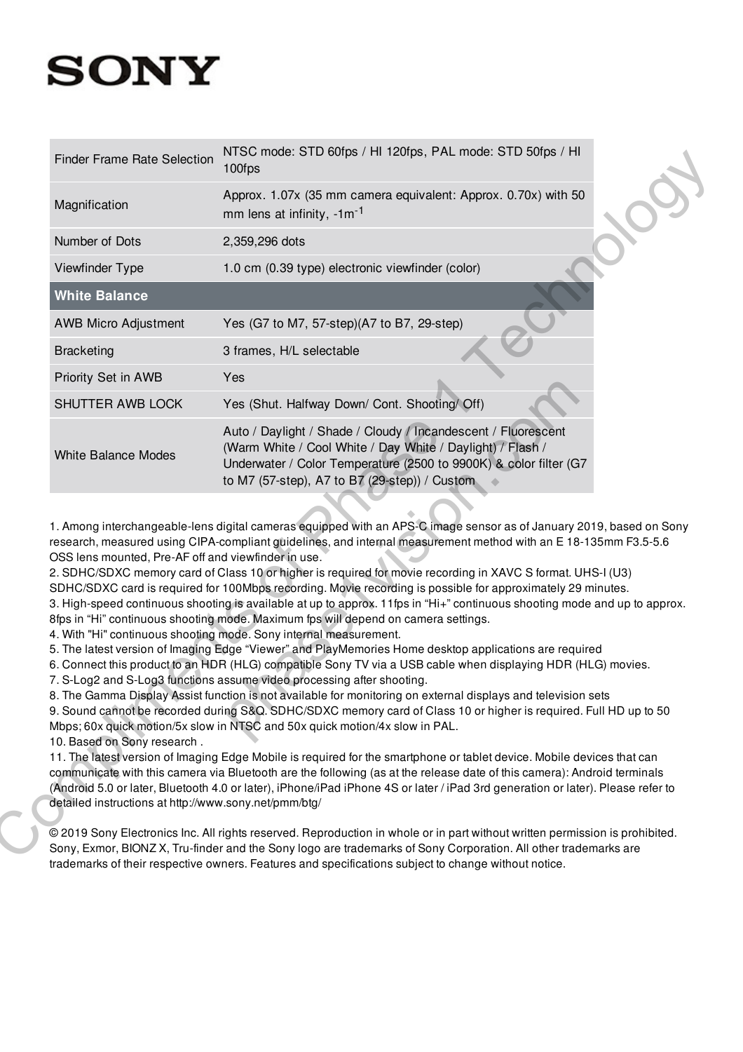| | |
|---|---|
| Finder Frame Rate Selection | NTSC mode: STD 60fps / HI 120fps, PAL mode: STD 50fps / HI 100fps |
| Magnification | Approx. 1.07x (35 mm camera equivalent: Approx. 0.70x) with 50 mm lens at infinity, $-1m^{-1}$ |
| Number of Dots | 2,359,296 dots |
| Viewfinder Type | 1.0 cm (0.39 type) electronic viewfinder (color) |
| **White Balance** | |
| AWB Micro Adjustment | Yes (G7 to M7, 57-step)(A7 to B7, 29-step) |
| Bracketing | 3 frames, H/L selectable |
| Priority Set in AWB | Yes |
| SHUTTER AWB LOCK | Yes (Shut. Halfway Down/ Cont. Shooting/ Off) |
| White Balance Modes | Auto / Daylight / Shade / Cloudy / Incandescent / Fluorescent (Warm White / Cool White / Day White / Daylight) / Flash / Underwater / Color Temperature (2500 to 9900K) & color filter (G7 to M7 (57-step), A7 to B7 (29-step)) / Custom |

1. Among interchangeable-lens digital cameras equipped with an APS-C image sensor as of January 2019, based on Sony research, measured using CIPA-compliant guidelines, and internal measurement method with an E 18-135mm F3.5-5.6 OSS lens mounted, Pre-AF off and viewfinder in use.
2. SDHC/SDXC memory card of Class 10 or higher is required for movie recording in XAVC S format. UHS-I (U3) SDHC/SDXC card is required for 100Mbps recording. Movie recording is possible for approximately 29 minutes.
3. High-speed continuous shooting is available at up to approx. 11fps in “Hi+” continuous shooting mode and up to approx. 8fps in “Hi” continuous shooting mode. Maximum fps will depend on camera settings.
4. With "Hi" continuous shooting mode. Sony internal measurement.
5. The latest version of Imaging Edge “Viewer” and PlayMemories Home desktop applications are required
6. Connect this product to an HDR (HLG) compatible Sony TV via a USB cable when displaying HDR (HLG) movies.
7. S-Log2 and S-Log3 functions assume video processing after shooting.
8. The Gamma Display Assist function is not available for monitoring on external displays and television sets
9. Sound cannot be recorded during S&Q. SDHC/SDXC memory card of Class 10 or higher is required. Full HD up to 50 Mbps; 60x quick motion/5x slow in NTSC and 50x quick motion/4x slow in PAL.
10. Based on Sony research .
11. The latest version of Imaging Edge Mobile is required for the smartphone or tablet device. Mobile devices that can communicate with this camera via Bluetooth are the following (as at the release date of this camera): Android terminals (Android 5.0 or later, Bluetooth 4.0 or later), iPhone/iPad iPhone 4S or later / iPad 3rd generation or later). Please refer to detailed instructions at http://www.sony.net/pmm/btg/

© 2019 Sony Electronics Inc. All rights reserved. Reproduction in whole or in part without written permission is prohibited. Sony, Exmor, BIONZ X, Tru-finder and the Sony logo are trademarks of Sony Corporation. All other trademarks are trademarks of their respective owners. Features and specifications subject to change without notice.